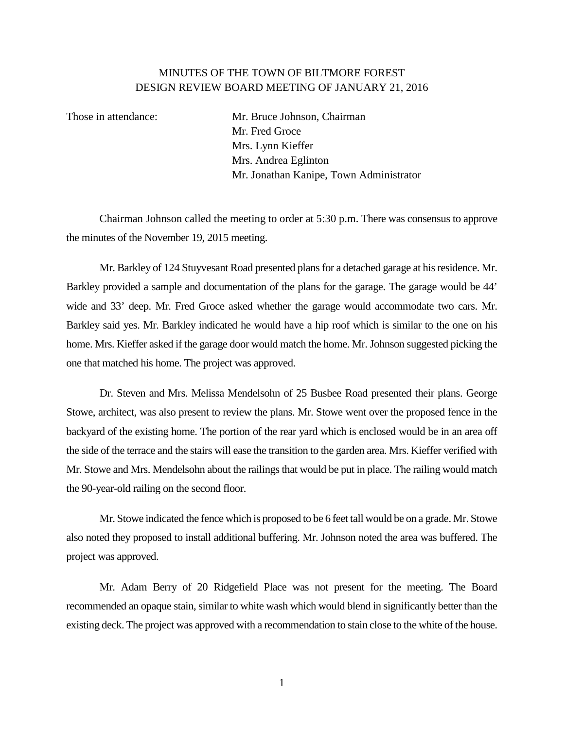# MINUTES OF THE TOWN OF BILTMORE FOREST
# DESIGN REVIEW BOARD MEETING OF JANUARY 21, 2016

| Those in attendance: | Mr. Bruce Johnson, Chairman |
|---|---|
| | Mr. Fred Groce |
| | Mrs. Lynn Kieffer |
| | Mrs. Andrea Eglinton |
| | Mr. Jonathan Kanipe, Town Administrator |

Chairman Johnson called the meeting to order at 5:30 p.m. There was consensus to approve the minutes of the November 19, 2015 meeting.

Mr. Barkley of 124 Stuyvesant Road presented plans for a detached garage at his residence. Mr. Barkley provided a sample and documentation of the plans for the garage. The garage would be 44' wide and 33' deep. Mr. Fred Groce asked whether the garage would accommodate two cars. Mr. Barkley said yes. Mr. Barkley indicated he would have a hip roof which is similar to the one on his home. Mrs. Kieffer asked if the garage door would match the home. Mr. Johnson suggested picking the one that matched his home. The project was approved.

Dr. Steven and Mrs. Melissa Mendelsohn of 25 Busbee Road presented their plans. George Stowe, architect, was also present to review the plans. Mr. Stowe went over the proposed fence in the backyard of the existing home. The portion of the rear yard which is enclosed would be in an area off the side of the terrace and the stairs will ease the transition to the garden area. Mrs. Kieffer verified with Mr. Stowe and Mrs. Mendelsohn about the railings that would be put in place. The railing would match the 90-year-old railing on the second floor.

Mr. Stowe indicated the fence which is proposed to be 6 feet tall would be on a grade. Mr. Stowe also noted they proposed to install additional buffering. Mr. Johnson noted the area was buffered. The project was approved.

Mr. Adam Berry of 20 Ridgefield Place was not present for the meeting. The Board recommended an opaque stain, similar to white wash which would blend in significantly better than the existing deck. The project was approved with a recommendation to stain close to the white of the house.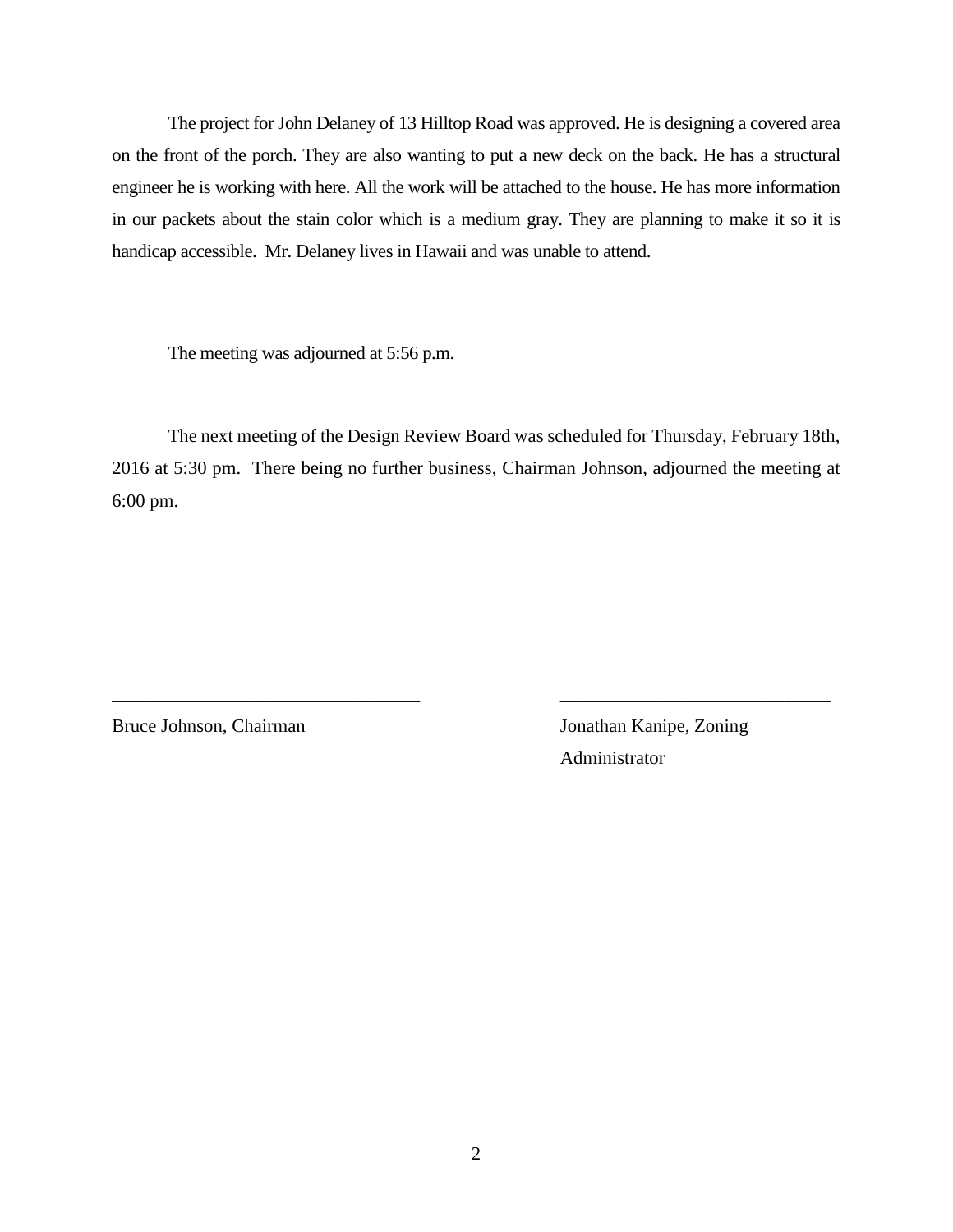The project for John Delaney of 13 Hilltop Road was approved. He is designing a covered area on the front of the porch. They are also wanting to put a new deck on the back. He has a structural engineer he is working with here. All the work will be attached to the house. He has more information in our packets about the stain color which is a medium gray. They are planning to make it so it is handicap accessible. Mr. Delaney lives in Hawaii and was unable to attend.

The meeting was adjourned at 5:56 p.m.

The next meeting of the Design Review Board was scheduled for Thursday, February 18th, 2016 at 5:30 pm. There being no further business, Chairman Johnson, adjourned the meeting at 6:00 pm.

| | |
|---|---|
| _________________________________ | _____________________________ |
| Bruce Johnson, Chairman | Jonathan Kanipe, Zoning Administrator |